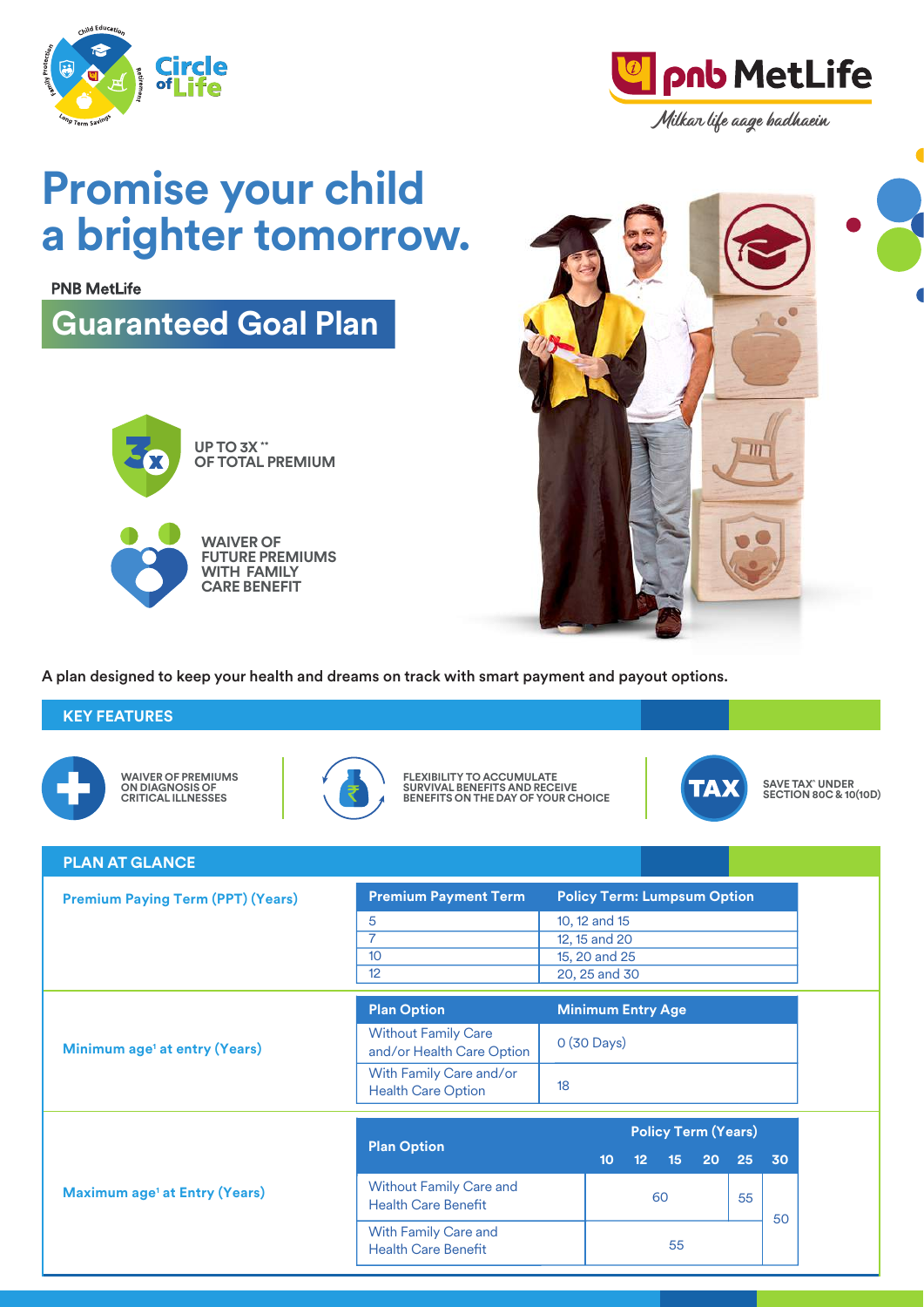Circle of Life

pnb MetLife

*Milkar life aage badhaein*

# Promise your child a brighter tomorrow.

PNB MetLife

## Guaranteed Goal Plan

UP TO 3X** OF TOTAL PREMIUM

WAIVER OF FUTURE PREMIUMS WITH FAMILY CARE BENEFIT

A plan designed to keep your health and dreams on track with smart payment and payout options.

## KEY FEATURES

- WAIVER OF PREMIUMS ON DIAGNOSIS OF CRITICAL ILLNESSES
- FLEXIBILITY TO ACCUMULATE SURVIVAL BENEFITS AND RECEIVE BENEFITS ON THE DAY OF YOUR CHOICE
- SAVE TAX^ UNDER SECTION 80C & 10(10D)

## PLAN AT GLANCE

**Premium Paying Term (PPT) (Years)**

| Premium Payment Term | Policy Term: Lumpsum Option |
|---|---|
| 5 | 10, 12 and 15 |
| 7 | 12, 15 and 20 |
| 10 | 15, 20 and 25 |
| 12 | 20, 25 and 30 |

**Minimum age[1] at entry (Years)**

| Plan Option | Minimum Entry Age |
|---|---|
| Without Family Care and/or Health Care Option | 0 (30 Days) |
| With Family Care and/or Health Care Option | 18 |

**Maximum age[1] at Entry (Years)**

| Plan Option | Policy Term (Years) | | | | | |
|---|---|---|---|---|---|---|
| | 10 | 12 | 15 | 20 | 25 | 30 |
| Without Family Care and Health Care Benefit | 60 | | | | 55 | 50 |
| With Family Care and Health Care Benefit | 55 | | | | | 50 |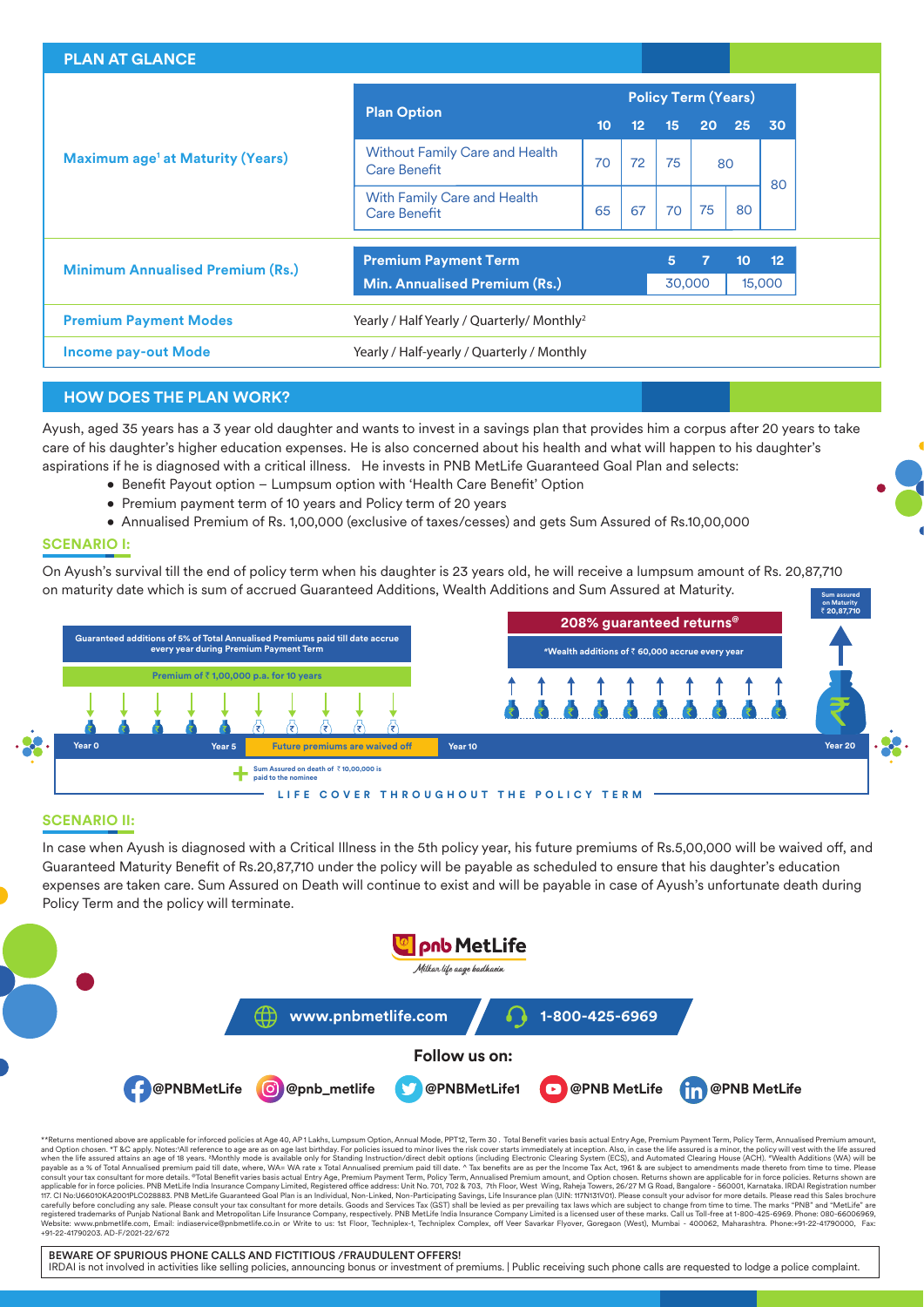## PLAN AT GLANCE

**Maximum age[1] at Maturity (Years)**

| Plan Option | Policy Term (Years) | | | | | |
|---|---|---|---|---|---|---|
| | 10 | 12 | 15 | 20 | 25 | 30 |
| Without Family Care and Health Care Benefit | 70 | 72 | 75 | 80 | | 80 |
| With Family Care and Health Care Benefit | 65 | 67 | 70 | 75 | 80 | |

**Minimum Annualised Premium (Rs.)**

| Premium Payment Term | 5 | 7 | 10 | 12 |
|---|---|---|---|---|
| Min. Annualised Premium (Rs.) | 30,000 | | 15,000 | |

**Premium Payment Modes**: Yearly / Half Yearly / Quarterly/ Monthly[2]

**Income pay-out Mode**: Yearly / Half-yearly / Quarterly / Monthly

## HOW DOES THE PLAN WORK?

Ayush, aged 35 years has a 3 year old daughter and wants to invest in a savings plan that provides him a corpus after 20 years to take care of his daughter's higher education expenses. He is also concerned about his health and what will happen to his daughter's aspirations if he is diagnosed with a critical illness. He invests in PNB MetLife Guaranteed Goal Plan and selects:

- Benefit Payout option – Lumpsum option with 'Health Care Benefit' Option
- Premium payment term of 10 years and Policy term of 20 years
- Annualised Premium of Rs. 1,00,000 (exclusive of taxes/cesses) and gets Sum Assured of Rs.10,00,000

### SCENARIO I:

On Ayush's survival till the end of policy term when his daughter is 23 years old, he will receive a lumpsum amount of Rs. 20,87,710 on maturity date which is sum of accrued Guaranteed Additions, Wealth Additions and Sum Assured at Maturity.

Guaranteed additions of 5% of Total Annualised Premiums paid till date accrue every year during Premium Payment Term

Premium of ₹ 1,00,000 p.a. for 10 years

208% guaranteed returns@

*Wealth additions of ₹ 60,000 accrue every year

Sum assured on Maturity ₹ 20,87,710

Year 0

Year 5

Future premiums are waived off

Year 10

Year 20

Sum Assured on death of ₹ 10,00,000 is paid to the nominee

LIFE COVER THROUGHOUT THE POLICY TERM

### SCENARIO II:

In case when Ayush is diagnosed with a Critical Illness in the 5th policy year, his future premiums of Rs.5,00,000 will be waived off, and Guaranteed Maturity Benefit of Rs.20,87,710 under the policy will be payable as scheduled to ensure that his daughter's education expenses are taken care. Sum Assured on Death will continue to exist and will be payable in case of Ayush's unfortunate death during Policy Term and the policy will terminate.

pnb MetLife

Milkar life aage badhaein

www.pnbmetlife.com 1-800-425-6969

**Follow us on:**

@PNBMetLife @pnb_metlife @PNBMetLife1 @PNB MetLife @PNB MetLife

**Returns mentioned above are applicable for inforced policies at Age 40, AP 1 Lakhs, Lumpsum Option, Annual Mode, PPT12, Term 30 . Total Benefit varies basis actual Entry Age, Premium Payment Term, Policy Term, Annualised Premium amount, and Option chosen. *T &C apply. Notes:[1]All reference to age are as on age last birthday. For policies issued to minor lives the risk cover starts immediately at inception. Also, in case the life assured is a minor, the policy will vest with the life assured when the life assured attains an age of 18 years. [2]Monthly mode is available only for Standing Instruction/direct debit options (including Electronic Clearing System (ECS), and Automated Clearing House (ACH). *Wealth Additions (WA) will be payable as a % of Total Annualised premium paid till date, where, WA= WA rate x Total Annualised premium paid till date. ^ Tax benefits are as per the Income Tax Act, 1961 & are subject to amendments made thereto from time to time. Please consult your tax consultant for more details. @Total Benefit varies basis actual Entry Age, Premium Payment Term, Policy Term, Annualised Premium amount, and Option chosen. Returns shown are applicable for in force policies. Returns shown are applicable for in force policies. PNB MetLife India Insurance Company Limited, Registered office address: Unit No. 701, 702 & 703, 7th Floor, West Wing, Raheja Towers, 26/27 M G Road, Bangalore - 560001, Karnataka. IRDAI Registration number 117. CI No:U66010KA2001PLC028883. PNB MetLife Guaranteed Goal Plan is an Individual, Non-Linked, Non-Participating Savings, Life Insurance plan (UIN: 117N131V01). Please consult your advisor for more details. Please read this Sales brochure carefully before concluding any sale. Please consult your tax consultant for more details. Goods and Services Tax (GST) shall be levied as per prevailing tax laws which are subject to change from time to time. The marks "PNB" and "MetLife" are registered trademarks of Punjab National Bank and Metropolitan Life Insurance Company, respectively. PNB MetLife India Insurance Company Limited is a licensed user of these marks. Call us Toll-free at 1-800-425-6969. Phone: 080-66006969, Website: www.pnbmetlife.com, Email: indiaservice@pnbmetlife.co.in or Write to us: 1st Floor, Techniplex-1, Techniplex Complex, off Veer Savarkar Flyover, Goregaon (West), Mumbai - 400062, Maharashtra. Phone:+91-22-41790000, Fax: +91-22-41790203. AD-F/2021-22/672

**BEWARE OF SPURIOUS PHONE CALLS AND FICTITIOUS /FRAUDULENT OFFERS!**
IRDAI is not involved in activities like selling policies, announcing bonus or investment of premiums. | Public receiving such phone calls are requested to lodge a police complaint.